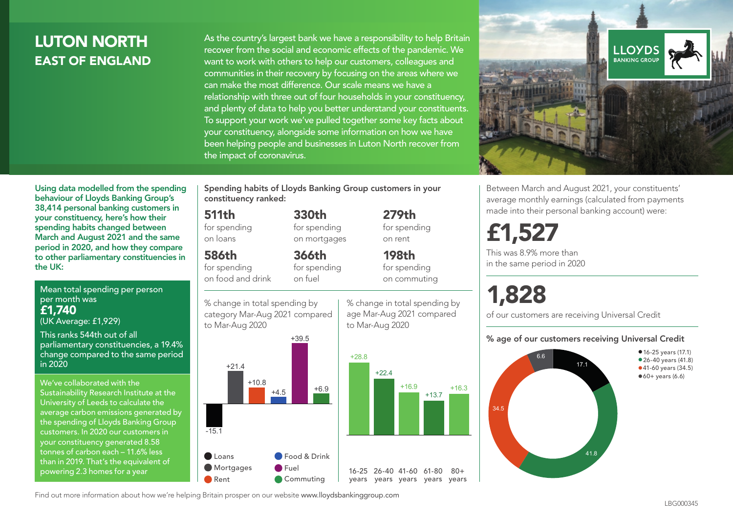# LUTON NORTH
## EAST OF ENGLAND

As the country's largest bank we have a responsibility to help Britain recover from the social and economic effects of the pandemic. We want to work with others to help our customers, colleagues and communities in their recovery by focusing on the areas where we can make the most difference. Our scale means we have a relationship with three out of four households in your constituency, and plenty of data to help you better understand your constituents. To support your work we've pulled together some key facts about your constituency, alongside some information on how we have been helping people and businesses in Luton North recover from the impact of coronavirus.

**Using data modelled from the spending behaviour of Lloyds Banking Group's 38,414 personal banking customers in your constituency, here's how their spending habits changed between March and August 2021 and the same period in 2020, and how they compare to other parliamentary constituencies in the UK:**

Mean total spending per person per month was
**£1,740**
(UK Average: £1,929)

This ranks 544th out of all parliamentary constituencies, a 19.4% change compared to the same period in 2020

We've collaborated with the Sustainability Research Institute at the University of Leeds to calculate the average carbon emissions generated by the spending of Lloyds Banking Group customers. In 2020 our customers in your constituency generated 8.58 tonnes of carbon each – 11.6% less than in 2019. That's the equivalent of powering 2.3 homes for a year

**Spending habits of Lloyds Banking Group customers in your constituency ranked:**

- **511th** for spending on loans
- **330th** for spending on mortgages
- **279th** for spending on rent
- **586th** for spending on food and drink
- **366th** for spending on fuel
- **198th** for spending on commuting

% change in total spending by category Mar-Aug 2021 compared to Mar-Aug 2020

| Category | % change |
|---|---|
| Loans | -15.1 |
| Mortgages | +21.4 |
| Rent | +10.8 |
| Food & Drink | +4.5 |
| Fuel | +39.5 |
| Commuting | +6.9 |

% change in total spending by age Mar-Aug 2021 compared to Mar-Aug 2020

| Age | % change |
|---|---|
| 16-25 years | +28.8 |
| 26-40 years | +22.4 |
| 41-60 years | +16.9 |
| 61-80 years | +13.7 |
| 80+ years | +16.3 |

Between March and August 2021, your constituents' average monthly earnings (calculated from payments made into their personal banking account) were:

**£1,527**

This was 8.9% more than in the same period in 2020

**1,828**

of our customers are receiving Universal Credit

**% age of our customers receiving Universal Credit**

| Age | % |
|---|---|
| 16-25 years | 17.1 |
| 26-40 years | 41.8 |
| 41-60 years | 34.5 |
| 60+ years | 6.6 |

Find out more information about how we're helping Britain prosper on our website www.lloydsbankinggroup.com

LBG000345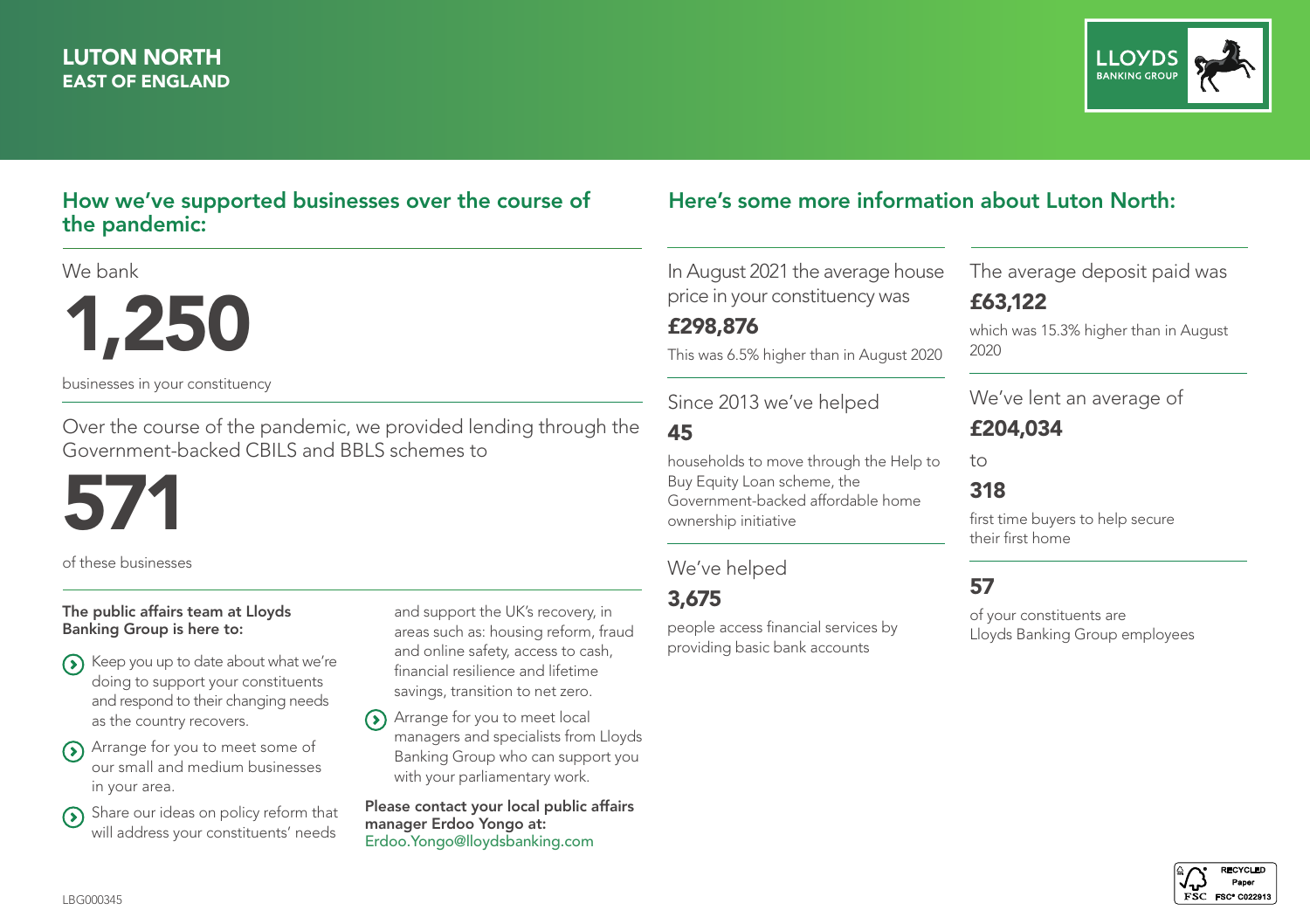# LUTON NORTH
## EAST OF ENGLAND

## How we've supported businesses over the course of the pandemic:

We bank

**1,250**

businesses in your constituency

Over the course of the pandemic, we provided lending through the Government-backed CBILS and BBLS schemes to

**571**

of these businesses

**The public affairs team at Lloyds Banking Group is here to:**

- Keep you up to date about what we're doing to support your constituents and respond to their changing needs as the country recovers.
- Arrange for you to meet some of our small and medium businesses in your area.
- Share our ideas on policy reform that will address your constituents' needs and support the UK's recovery, in areas such as: housing reform, fraud and online safety, access to cash, financial resilience and lifetime savings, transition to net zero.
- Arrange for you to meet local managers and specialists from Lloyds Banking Group who can support you with your parliamentary work.

**Please contact your local public affairs manager Erdoo Yongo at:**
Erdoo.Yongo@lloydsbanking.com

## Here's some more information about Luton North:

In August 2021 the average house price in your constituency was

**£298,876**

This was 6.5% higher than in August 2020

Since 2013 we've helped

**45**

households to move through the Help to Buy Equity Loan scheme, the Government-backed affordable home ownership initiative

We've helped

**3,675**

people access financial services by providing basic bank accounts

The average deposit paid was

**£63,122**

which was 15.3% higher than in August 2020

We've lent an average of

**£204,034**

to

**318**

first time buyers to help secure their first home

**57**

of your constituents are Lloyds Banking Group employees

LBG000345